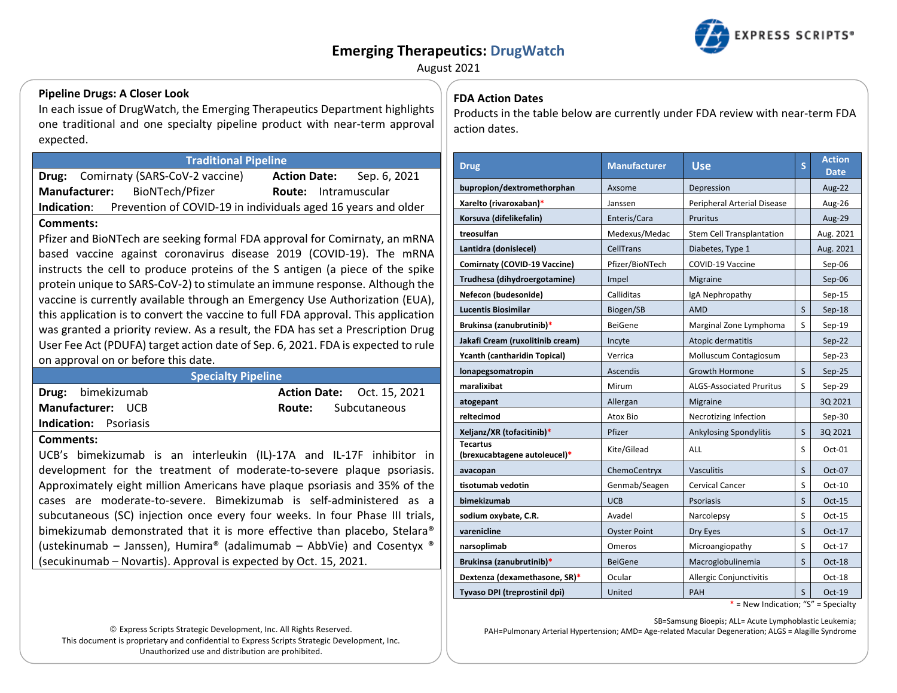# Emerging Therapeutics: DrugWatch

August 2021

## Pipeline Drugs: A Closer Look

In each issue of DrugWatch, the Emerging Therapeutics Department highlights one traditional and one specialty pipeline product with near-term approval expected.

### Traditional Pipeline

**Drug:** Comirnaty (SARS-CoV-2 vaccine) **Action Date:** Sep. 6, 2021
**Manufacturer:** BioNTech/Pfizer **Route:** Intramuscular
**Indication:** Prevention of COVID-19 in individuals aged 16 years and older

**Comments:**

Pfizer and BioNTech are seeking formal FDA approval for Comirnaty, an mRNA based vaccine against coronavirus disease 2019 (COVID-19). The mRNA instructs the cell to produce proteins of the S antigen (a piece of the spike protein unique to SARS-CoV-2) to stimulate an immune response. Although the vaccine is currently available through an Emergency Use Authorization (EUA), this application is to convert the vaccine to full FDA approval. This application was granted a priority review. As a result, the FDA has set a Prescription Drug User Fee Act (PDUFA) target action date of Sep. 6, 2021. FDA is expected to rule on approval on or before this date.

### Specialty Pipeline

**Drug:** bimekizumab **Action Date:** Oct. 15, 2021
**Manufacturer:** UCB **Route:** Subcutaneous
**Indication:** Psoriasis

**Comments:**

UCB's bimekizumab is an interleukin (IL)-17A and IL-17F inhibitor in development for the treatment of moderate-to-severe plaque psoriasis. Approximately eight million Americans have plaque psoriasis and 35% of the cases are moderate-to-severe. Bimekizumab is self-administered as a subcutaneous (SC) injection once every four weeks. In four Phase III trials, bimekizumab demonstrated that it is more effective than placebo, Stelara® (ustekinumab – Janssen), Humira® (adalimumab – AbbVie) and Cosentyx ® (secukinumab – Novartis). Approval is expected by Oct. 15, 2021.

© Express Scripts Strategic Development, Inc. All Rights Reserved.
This document is proprietary and confidential to Express Scripts Strategic Development, Inc.
Unauthorized use and distribution are prohibited.

## FDA Action Dates

Products in the table below are currently under FDA review with near-term FDA action dates.

| Drug | Manufacturer | Use | S | Action Date |
|---|---|---|---|---|
| **bupropion/dextromethorphan** | Axsome | Depression | | Aug-22 |
| **Xarelto (rivaroxaban)*** | Janssen | Peripheral Arterial Disease | | Aug-26 |
| **Korsuva (difelikefalin)** | Enteris/Cara | Pruritus | | Aug-29 |
| **treosulfan** | Medexus/Medac | Stem Cell Transplantation | | Aug. 2021 |
| **Lantidra (donislecel)** | CellTrans | Diabetes, Type 1 | | Aug. 2021 |
| **Comirnaty (COVID-19 Vaccine)** | Pfizer/BioNTech | COVID-19 Vaccine | | Sep-06 |
| **Trudhesa (dihydroergotamine)** | Impel | Migraine | | Sep-06 |
| **Nefecon (budesonide)** | Calliditas | IgA Nephropathy | | Sep-15 |
| **Lucentis Biosimilar** | Biogen/SB | AMD | S | Sep-18 |
| **Brukinsa (zanubrutinib)*** | BeiGene | Marginal Zone Lymphoma | S | Sep-19 |
| **Jakafi Cream (ruxolitinib cream)** | Incyte | Atopic dermatitis | | Sep-22 |
| **Ycanth (cantharidin Topical)** | Verrica | Molluscum Contagiosum | | Sep-23 |
| **lonapegsomatropin** | Ascendis | Growth Hormone | S | Sep-25 |
| **maralixibat** | Mirum | ALGS-Associated Pruritus | S | Sep-29 |
| **atogepant** | Allergan | Migraine | | 3Q 2021 |
| **reltecimod** | Atox Bio | Necrotizing Infection | | Sep-30 |
| **Xeljanz/XR (tofacitinib)*** | Pfizer | Ankylosing Spondylitis | S | 3Q 2021 |
| **Tecartus (brexucabtagene autoleucel)*** | Kite/Gilead | ALL | S | Oct-01 |
| **avacopan** | ChemoCentryx | Vasculitis | S | Oct-07 |
| **tisotumab vedotin** | Genmab/Seagen | Cervical Cancer | S | Oct-10 |
| **bimekizumab** | UCB | Psoriasis | S | Oct-15 |
| **sodium oxybate, C.R.** | Avadel | Narcolepsy | S | Oct-15 |
| **varenicline** | Oyster Point | Dry Eyes | S | Oct-17 |
| **narsoplimab** | Omeros | Microangiopathy | S | Oct-17 |
| **Brukinsa (zanubrutinib)*** | BeiGene | Macroglobulinemia | S | Oct-18 |
| **Dextenza (dexamethasone, SR)*** | Ocular | Allergic Conjunctivitis | | Oct-18 |
| **Tyvaso DPI (treprostinil dpi)** | United | PAH | S | Oct-19 |

* = New Indication; "S" = Specialty

SB=Samsung Bioepis; ALL= Acute Lymphoblastic Leukemia;
PAH=Pulmonary Arterial Hypertension; AMD= Age-related Macular Degeneration; ALGS = Alagille Syndrome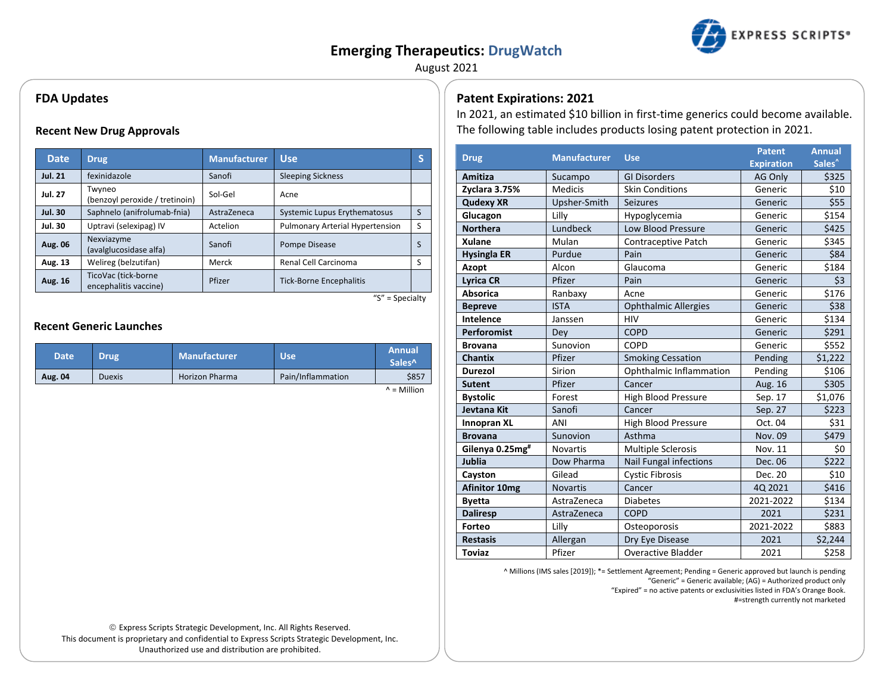# Emerging Therapeutics: DrugWatch

August 2021

## FDA Updates

### Recent New Drug Approvals

| Date | Drug | Manufacturer | Use | S |
|---|---|---|---|---|
| **Jul. 21** | fexinidazole | Sanofi | Sleeping Sickness | |
| **Jul. 27** | Twyneo (benzoyl peroxide / tretinoin) | Sol-Gel | Acne | |
| **Jul. 30** | Saphnelo (anifrolumab-fnia) | AstraZeneca | Systemic Lupus Erythematosus | S |
| **Jul. 30** | Uptravi (selexipag) IV | Actelion | Pulmonary Arterial Hypertension | S |
| **Aug. 06** | Nexviazyme (avalglucosidase alfa) | Sanofi | Pompe Disease | S |
| **Aug. 13** | Welireg (belzutifan) | Merck | Renal Cell Carcinoma | S |
| **Aug. 16** | TicoVac (tick-borne encephalitis vaccine) | Pfizer | Tick-Borne Encephalitis | |

"S" = Specialty

### Recent Generic Launches

| Date | Drug | Manufacturer | Use | Annual Sales^ |
|---|---|---|---|---|
| **Aug. 04** | Duexis | Horizon Pharma | Pain/Inflammation | $857 |

^ = Million

## Patent Expirations: 2021

In 2021, an estimated $10 billion in first-time generics could become available. The following table includes products losing patent protection in 2021.

| Drug | Manufacturer | Use | Patent Expiration | Annual Sales^ |
|---|---|---|---|---|
| **Amitiza** | Sucampo | GI Disorders | AG Only | $325 |
| **Zyclara 3.75%** | Medicis | Skin Conditions | Generic | $10 |
| **Qudexy XR** | Upsher-Smith | Seizures | Generic | $55 |
| **Glucagon** | Lilly | Hypoglycemia | Generic | $154 |
| **Northera** | Lundbeck | Low Blood Pressure | Generic | $425 |
| **Xulane** | Mulan | Contraceptive Patch | Generic | $345 |
| **Hysingla ER** | Purdue | Pain | Generic | $84 |
| **Azopt** | Alcon | Glaucoma | Generic | $184 |
| **Lyrica CR** | Pfizer | Pain | Generic | $3 |
| **Absorica** | Ranbaxy | Acne | Generic | $176 |
| **Bepreve** | ISTA | Ophthalmic Allergies | Generic | $38 |
| **Intelence** | Janssen | HIV | Generic | $134 |
| **Perforomist** | Dey | COPD | Generic | $291 |
| **Brovana** | Sunovion | COPD | Generic | $552 |
| **Chantix** | Pfizer | Smoking Cessation | Pending | $1,222 |
| **Durezol** | Sirion | Ophthalmic Inflammation | Pending | $106 |
| **Sutent** | Pfizer | Cancer | Aug. 16 | $305 |
| **Bystolic** | Forest | High Blood Pressure | Sep. 17 | $1,076 |
| **Jevtana Kit** | Sanofi | Cancer | Sep. 27 | $223 |
| **Innopran XL** | ANI | High Blood Pressure | Oct. 04 | $31 |
| **Brovana** | Sunovion | Asthma | Nov. 09 | $479 |
| **Gilenya 0.25mg#** | Novartis | Multiple Sclerosis | Nov. 11 | $0 |
| **Jublia** | Dow Pharma | Nail Fungal infections | Dec. 06 | $222 |
| **Cayston** | Gilead | Cystic Fibrosis | Dec. 20 | $10 |
| **Afinitor 10mg** | Novartis | Cancer | 4Q 2021 | $416 |
| **Byetta** | AstraZeneca | Diabetes | 2021-2022 | $134 |
| **Daliresp** | AstraZeneca | COPD | 2021 | $231 |
| **Forteo** | Lilly | Osteoporosis | 2021-2022 | $883 |
| **Restasis** | Allergan | Dry Eye Disease | 2021 | $2,244 |
| **Toviaz** | Pfizer | Overactive Bladder | 2021 | $258 |

^ Millions (IMS sales [2019]); *= Settlement Agreement; Pending = Generic approved but launch is pending
"Generic" = Generic available; (AG) = Authorized product only
"Expired" = no active patents or exclusivities listed in FDA's Orange Book.
#=strength currently not marketed

© Express Scripts Strategic Development, Inc. All Rights Reserved.
This document is proprietary and confidential to Express Scripts Strategic Development, Inc.
Unauthorized use and distribution are prohibited.